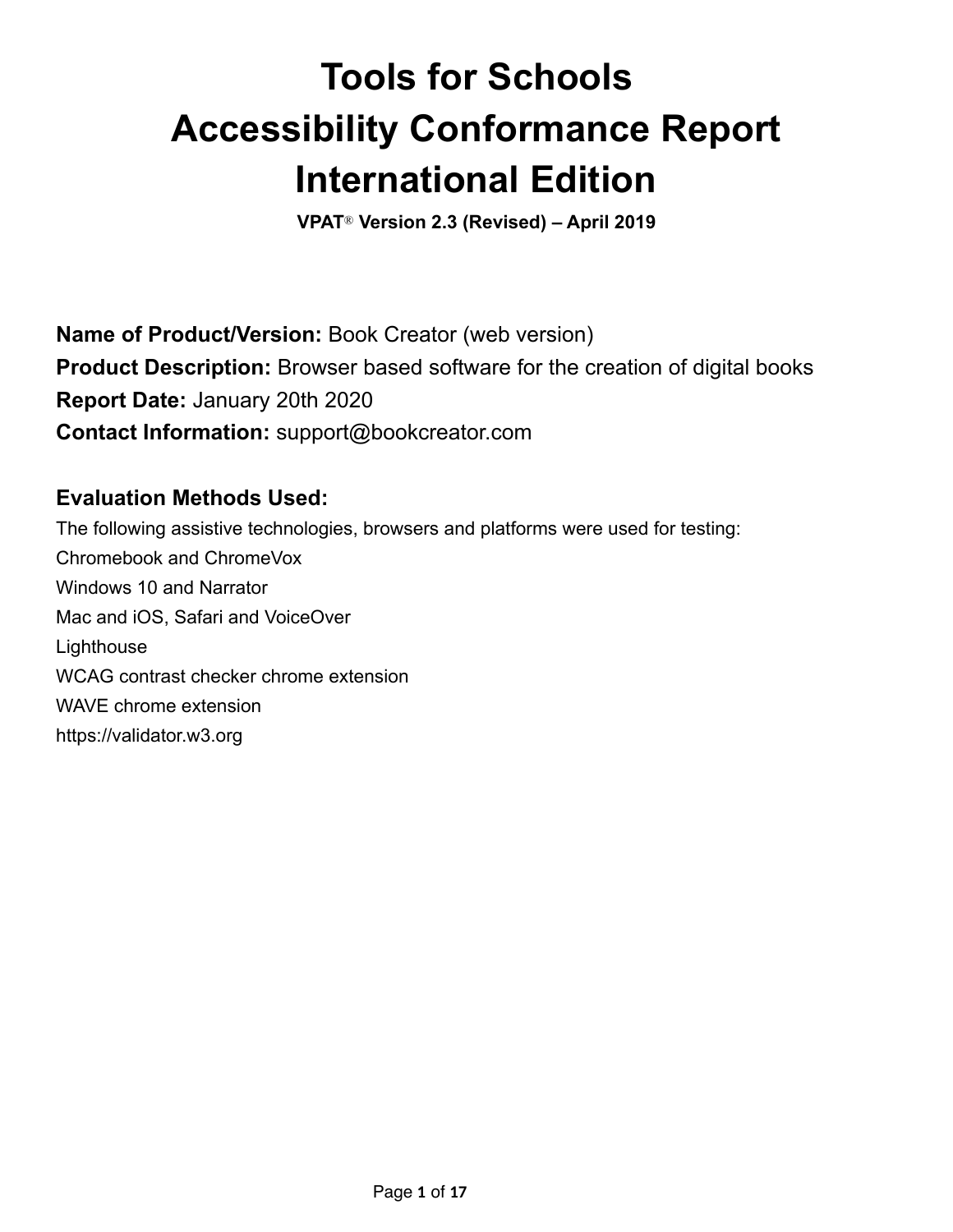# Tools for Schools
# Accessibility Conformance Report
# International Edition

**VPAT® Version 2.3 (Revised) – April 2019**

**Name of Product/Version:** Book Creator (web version)

**Product Description:** Browser based software for the creation of digital books

**Report Date:** January 20th 2020

**Contact Information:** support@bookcreator.com

## Evaluation Methods Used:

The following assistive technologies, browsers and platforms were used for testing:

Chromebook and ChromeVox

Windows 10 and Narrator

Mac and iOS, Safari and VoiceOver

Lighthouse

WCAG contrast checker chrome extension

WAVE chrome extension

https://validator.w3.org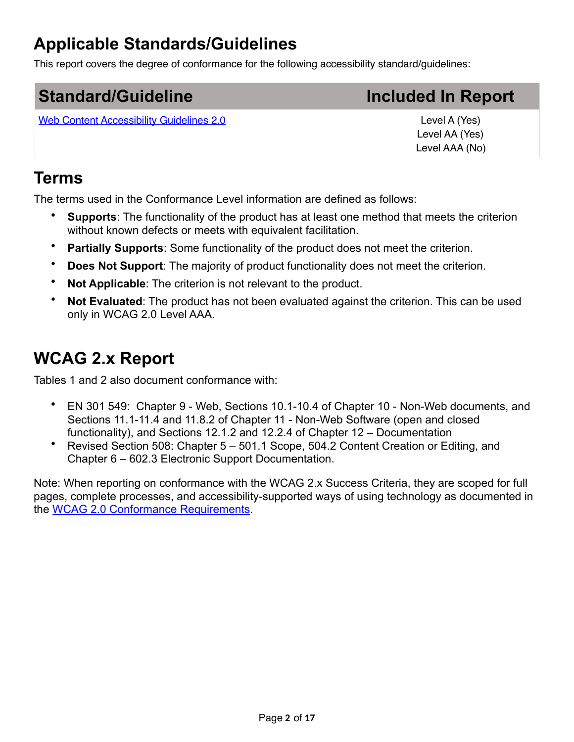## Applicable Standards/Guidelines

This report covers the degree of conformance for the following accessibility standard/guidelines:

| Standard/Guideline | Included In Report |
|---|---|
| [Web Content Accessibility Guidelines 2.0]() | Level A (Yes)<br>Level AA (Yes)<br>Level AAA (No) |

## Terms

The terms used in the Conformance Level information are defined as follows:

- **Supports**: The functionality of the product has at least one method that meets the criterion without known defects or meets with equivalent facilitation.
- **Partially Supports**: Some functionality of the product does not meet the criterion.
- **Does Not Support**: The majority of product functionality does not meet the criterion.
- **Not Applicable**: The criterion is not relevant to the product.
- **Not Evaluated**: The product has not been evaluated against the criterion. This can be used only in WCAG 2.0 Level AAA.

## WCAG 2.x Report

Tables 1 and 2 also document conformance with:

- EN 301 549: Chapter 9 - Web, Sections 10.1-10.4 of Chapter 10 - Non-Web documents, and Sections 11.1-11.4 and 11.8.2 of Chapter 11 - Non-Web Software (open and closed functionality), and Sections 12.1.2 and 12.2.4 of Chapter 12 – Documentation
- Revised Section 508: Chapter 5 – 501.1 Scope, 504.2 Content Creation or Editing, and Chapter 6 – 602.3 Electronic Support Documentation.

Note: When reporting on conformance with the WCAG 2.x Success Criteria, they are scoped for full pages, complete processes, and accessibility-supported ways of using technology as documented in the [WCAG 2.0 Conformance Requirements]().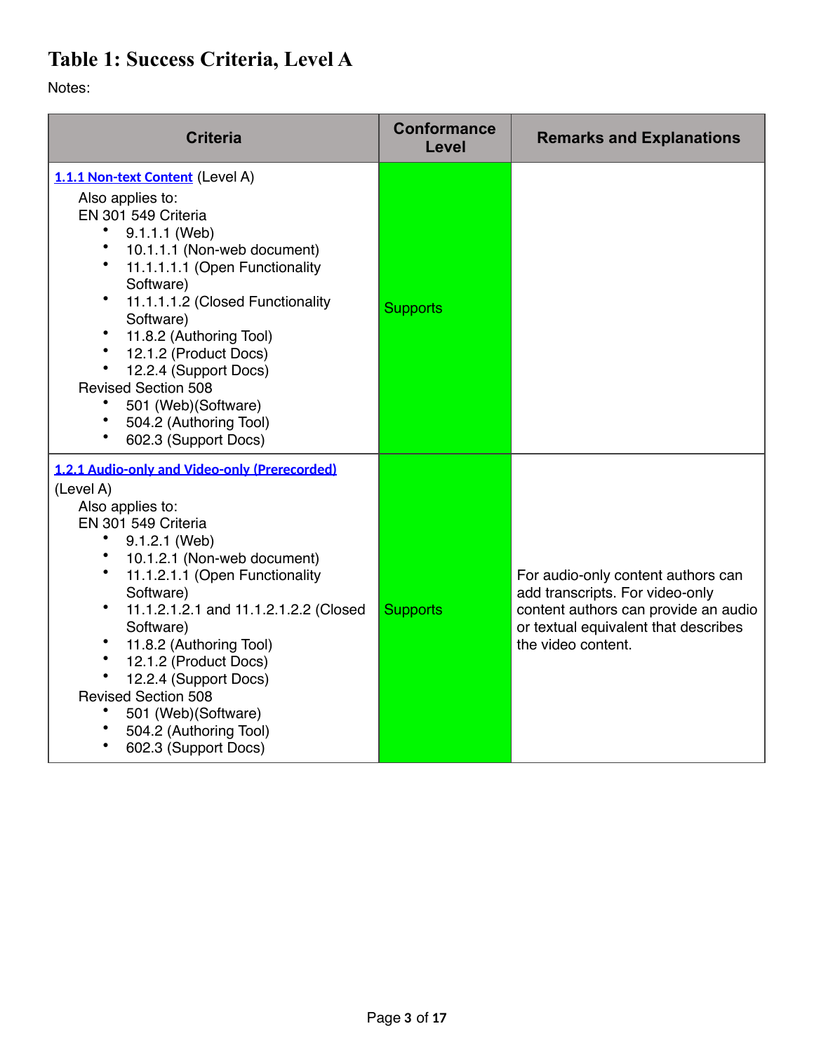# Table 1: Success Criteria, Level A

Notes:

| Criteria | Conformance Level | Remarks and Explanations |
|---|---|---|
| 1.1.1 Non-text Content (Level A)<br>Also applies to:<br>EN 301 549 Criteria<br>• 9.1.1.1 (Web)<br>• 10.1.1.1 (Non-web document)<br>• 11.1.1.1.1 (Open Functionality Software)<br>• 11.1.1.1.2 (Closed Functionality Software)<br>• 11.8.2 (Authoring Tool)<br>• 12.1.2 (Product Docs)<br>• 12.2.4 (Support Docs)<br>Revised Section 508<br>• 501 (Web)(Software)<br>• 504.2 (Authoring Tool)<br>• 602.3 (Support Docs) | Supports | |
| 1.2.1 Audio-only and Video-only (Prerecorded) (Level A)<br>Also applies to:<br>EN 301 549 Criteria<br>• 9.1.2.1 (Web)<br>• 10.1.2.1 (Non-web document)<br>• 11.1.2.1.1 (Open Functionality Software)<br>• 11.1.2.1.2.1 and 11.1.2.1.2.2 (Closed Software)<br>• 11.8.2 (Authoring Tool)<br>• 12.1.2 (Product Docs)<br>• 12.2.4 (Support Docs)<br>Revised Section 508<br>• 501 (Web)(Software)<br>• 504.2 (Authoring Tool)<br>• 602.3 (Support Docs) | Supports | For audio-only content authors can add transcripts. For video-only content authors can provide an audio or textual equivalent that describes the video content. |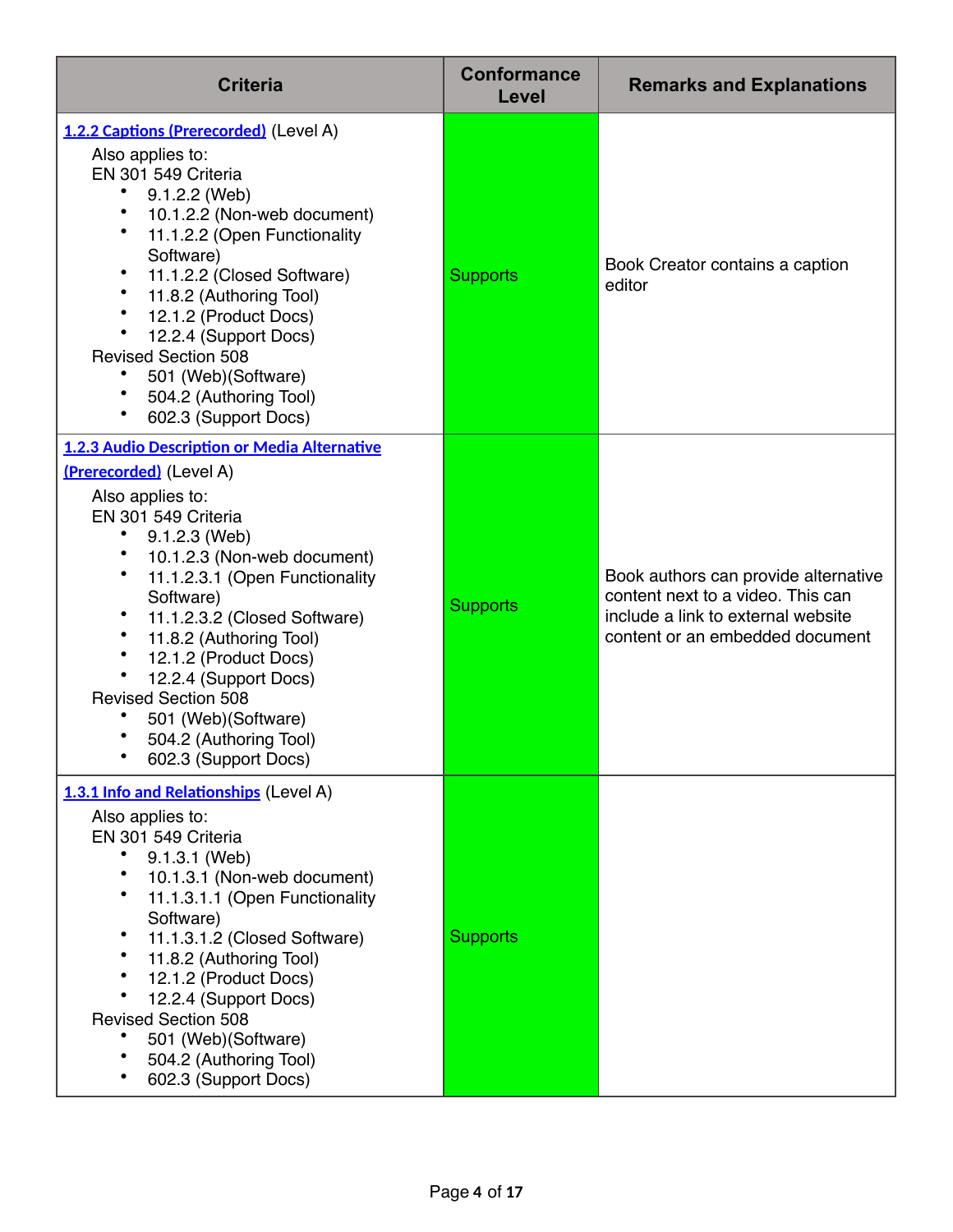| Criteria | Conformance Level | Remarks and Explanations |
|---|---|---|
| [1.2.2 Captions (Prerecorded)](#) (Level A)<br>Also applies to:<br>EN 301 549 Criteria<br>• 9.1.2.2 (Web)<br>• 10.1.2.2 (Non-web document)<br>• 11.1.2.2 (Open Functionality Software)<br>• 11.1.2.2 (Closed Software)<br>• 11.8.2 (Authoring Tool)<br>• 12.1.2 (Product Docs)<br>• 12.2.4 (Support Docs)<br>Revised Section 508<br>• 501 (Web)(Software)<br>• 504.2 (Authoring Tool)<br>• 602.3 (Support Docs) | Supports | Book Creator contains a caption editor |
| [1.2.3 Audio Description or Media Alternative (Prerecorded)](#) (Level A)<br>Also applies to:<br>EN 301 549 Criteria<br>• 9.1.2.3 (Web)<br>• 10.1.2.3 (Non-web document)<br>• 11.1.2.3.1 (Open Functionality Software)<br>• 11.1.2.3.2 (Closed Software)<br>• 11.8.2 (Authoring Tool)<br>• 12.1.2 (Product Docs)<br>• 12.2.4 (Support Docs)<br>Revised Section 508<br>• 501 (Web)(Software)<br>• 504.2 (Authoring Tool)<br>• 602.3 (Support Docs) | Supports | Book authors can provide alternative content next to a video. This can include a link to external website content or an embedded document |
| [1.3.1 Info and Relationships](#) (Level A)<br>Also applies to:<br>EN 301 549 Criteria<br>• 9.1.3.1 (Web)<br>• 10.1.3.1 (Non-web document)<br>• 11.1.3.1.1 (Open Functionality Software)<br>• 11.1.3.1.2 (Closed Software)<br>• 11.8.2 (Authoring Tool)<br>• 12.1.2 (Product Docs)<br>• 12.2.4 (Support Docs)<br>Revised Section 508<br>• 501 (Web)(Software)<br>• 504.2 (Authoring Tool)<br>• 602.3 (Support Docs) | Supports | |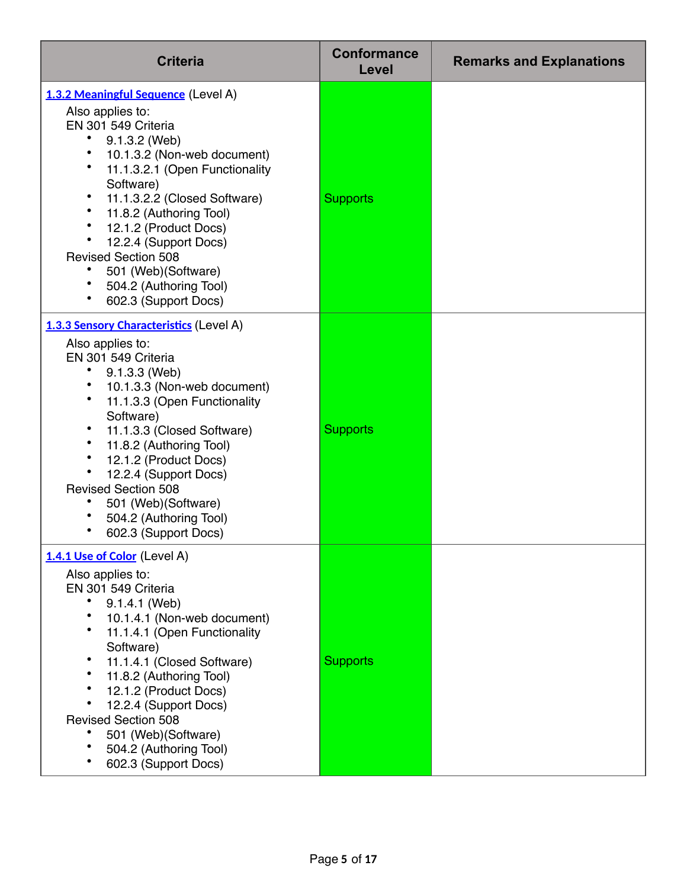| Criteria | Conformance Level | Remarks and Explanations |
| --- | --- | --- |
| **1.3.2 Meaningful Sequence** (Level A)<br>Also applies to:<br>EN 301 549 Criteria<br>• 9.1.3.2 (Web)<br>• 10.1.3.2 (Non-web document)<br>• 11.1.3.2.1 (Open Functionality Software)<br>• 11.1.3.2.2 (Closed Software)<br>• 11.8.2 (Authoring Tool)<br>• 12.1.2 (Product Docs)<br>• 12.2.4 (Support Docs)<br>Revised Section 508<br>• 501 (Web)(Software)<br>• 504.2 (Authoring Tool)<br>• 602.3 (Support Docs) | Supports | |
| **1.3.3 Sensory Characteristics** (Level A)<br>Also applies to:<br>EN 301 549 Criteria<br>• 9.1.3.3 (Web)<br>• 10.1.3.3 (Non-web document)<br>• 11.1.3.3 (Open Functionality Software)<br>• 11.1.3.3 (Closed Software)<br>• 11.8.2 (Authoring Tool)<br>• 12.1.2 (Product Docs)<br>• 12.2.4 (Support Docs)<br>Revised Section 508<br>• 501 (Web)(Software)<br>• 504.2 (Authoring Tool)<br>• 602.3 (Support Docs) | Supports | |
| **1.4.1 Use of Color** (Level A)<br>Also applies to:<br>EN 301 549 Criteria<br>• 9.1.4.1 (Web)<br>• 10.1.4.1 (Non-web document)<br>• 11.1.4.1 (Open Functionality Software)<br>• 11.1.4.1 (Closed Software)<br>• 11.8.2 (Authoring Tool)<br>• 12.1.2 (Product Docs)<br>• 12.2.4 (Support Docs)<br>Revised Section 508<br>• 501 (Web)(Software)<br>• 504.2 (Authoring Tool)<br>• 602.3 (Support Docs) | Supports | |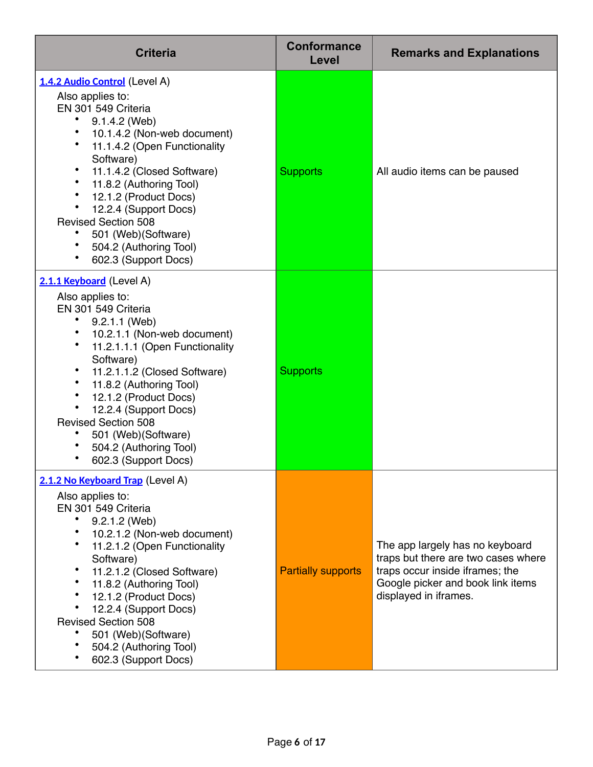| Criteria | Conformance Level | Remarks and Explanations |
| --- | --- | --- |
| [1.4.2 Audio Control](#) (Level A)<br>Also applies to:<br>EN 301 549 Criteria<br>• 9.1.4.2 (Web)<br>• 10.1.4.2 (Non-web document)<br>• 11.1.4.2 (Open Functionality Software)<br>• 11.1.4.2 (Closed Software)<br>• 11.8.2 (Authoring Tool)<br>• 12.1.2 (Product Docs)<br>• 12.2.4 (Support Docs)<br>Revised Section 508<br>• 501 (Web)(Software)<br>• 504.2 (Authoring Tool)<br>• 602.3 (Support Docs) | Supports | All audio items can be paused |
| [2.1.1 Keyboard](#) (Level A)<br>Also applies to:<br>EN 301 549 Criteria<br>• 9.2.1.1 (Web)<br>• 10.2.1.1 (Non-web document)<br>• 11.2.1.1.1 (Open Functionality Software)<br>• 11.2.1.1.2 (Closed Software)<br>• 11.8.2 (Authoring Tool)<br>• 12.1.2 (Product Docs)<br>• 12.2.4 (Support Docs)<br>Revised Section 508<br>• 501 (Web)(Software)<br>• 504.2 (Authoring Tool)<br>• 602.3 (Support Docs) | Supports | |
| [2.1.2 No Keyboard Trap](#) (Level A)<br>Also applies to:<br>EN 301 549 Criteria<br>• 9.2.1.2 (Web)<br>• 10.2.1.2 (Non-web document)<br>• 11.2.1.2 (Open Functionality Software)<br>• 11.2.1.2 (Closed Software)<br>• 11.8.2 (Authoring Tool)<br>• 12.1.2 (Product Docs)<br>• 12.2.4 (Support Docs)<br>Revised Section 508<br>• 501 (Web)(Software)<br>• 504.2 (Authoring Tool)<br>• 602.3 (Support Docs) | Partially supports | The app largely has no keyboard traps but there are two cases where traps occur inside iframes; the Google picker and book link items displayed in iframes. |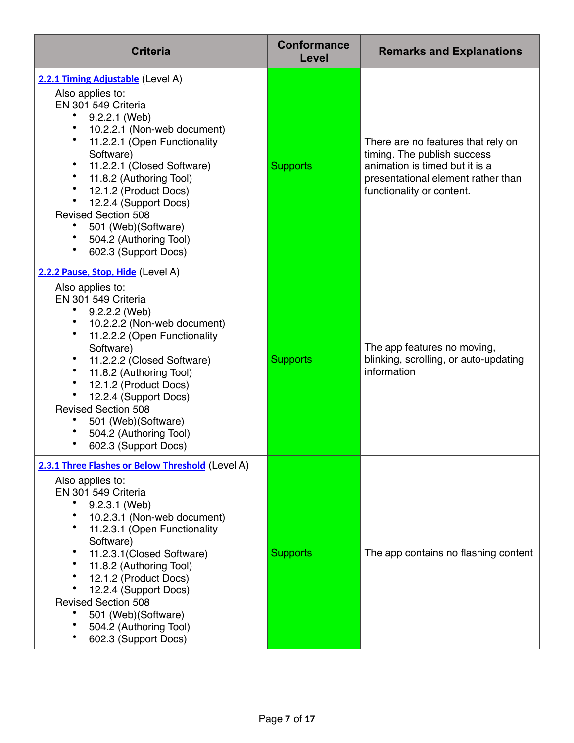| Criteria | Conformance Level | Remarks and Explanations |
|---|---|---|
| [2.2.1 Timing Adjustable](#) (Level A)<br>Also applies to:<br>EN 301 549 Criteria<br>• 9.2.2.1 (Web)<br>• 10.2.2.1 (Non-web document)<br>• 11.2.2.1 (Open Functionality Software)<br>• 11.2.2.1 (Closed Software)<br>• 11.8.2 (Authoring Tool)<br>• 12.1.2 (Product Docs)<br>• 12.2.4 (Support Docs)<br>Revised Section 508<br>• 501 (Web)(Software)<br>• 504.2 (Authoring Tool)<br>• 602.3 (Support Docs) | Supports | There are no features that rely on timing. The publish success animation is timed but it is a presentational element rather than functionality or content. |
| [2.2.2 Pause, Stop, Hide](#) (Level A)<br>Also applies to:<br>EN 301 549 Criteria<br>• 9.2.2.2 (Web)<br>• 10.2.2.2 (Non-web document)<br>• 11.2.2.2 (Open Functionality Software)<br>• 11.2.2.2 (Closed Software)<br>• 11.8.2 (Authoring Tool)<br>• 12.1.2 (Product Docs)<br>• 12.2.4 (Support Docs)<br>Revised Section 508<br>• 501 (Web)(Software)<br>• 504.2 (Authoring Tool)<br>• 602.3 (Support Docs) | Supports | The app features no moving, blinking, scrolling, or auto-updating information |
| [2.3.1 Three Flashes or Below Threshold](#) (Level A)<br>Also applies to:<br>EN 301 549 Criteria<br>• 9.2.3.1 (Web)<br>• 10.2.3.1 (Non-web document)<br>• 11.2.3.1 (Open Functionality Software)<br>• 11.2.3.1(Closed Software)<br>• 11.8.2 (Authoring Tool)<br>• 12.1.2 (Product Docs)<br>• 12.2.4 (Support Docs)<br>Revised Section 508<br>• 501 (Web)(Software)<br>• 504.2 (Authoring Tool)<br>• 602.3 (Support Docs) | Supports | The app contains no flashing content |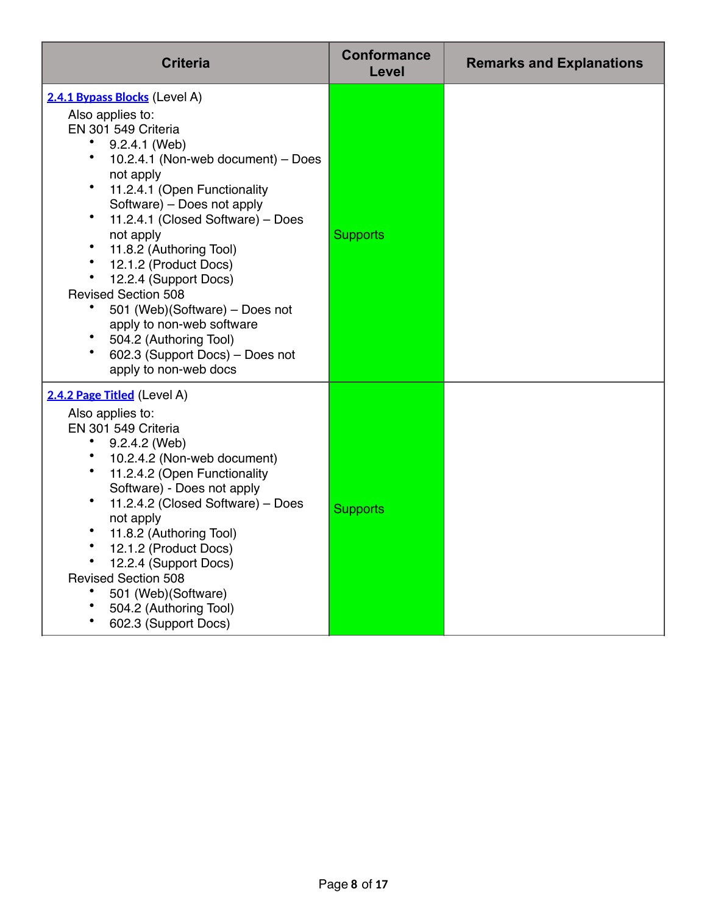| Criteria | Conformance Level | Remarks and Explanations |
| --- | --- | --- |
| [2.4.1 Bypass Blocks](#) (Level A)<br>Also applies to:<br>EN 301 549 Criteria<br>• 9.2.4.1 (Web)<br>• 10.2.4.1 (Non-web document) – Does not apply<br>• 11.2.4.1 (Open Functionality Software) – Does not apply<br>• 11.2.4.1 (Closed Software) – Does not apply<br>• 11.8.2 (Authoring Tool)<br>• 12.1.2 (Product Docs)<br>• 12.2.4 (Support Docs)<br>Revised Section 508<br>• 501 (Web)(Software) – Does not apply to non-web software<br>• 504.2 (Authoring Tool)<br>• 602.3 (Support Docs) – Does not apply to non-web docs | Supports | |
| [2.4.2 Page Titled](#) (Level A)<br>Also applies to:<br>EN 301 549 Criteria<br>• 9.2.4.2 (Web)<br>• 10.2.4.2 (Non-web document)<br>• 11.2.4.2 (Open Functionality Software) - Does not apply<br>• 11.2.4.2 (Closed Software) – Does not apply<br>• 11.8.2 (Authoring Tool)<br>• 12.1.2 (Product Docs)<br>• 12.2.4 (Support Docs)<br>Revised Section 508<br>• 501 (Web)(Software)<br>• 504.2 (Authoring Tool)<br>• 602.3 (Support Docs) | Supports | |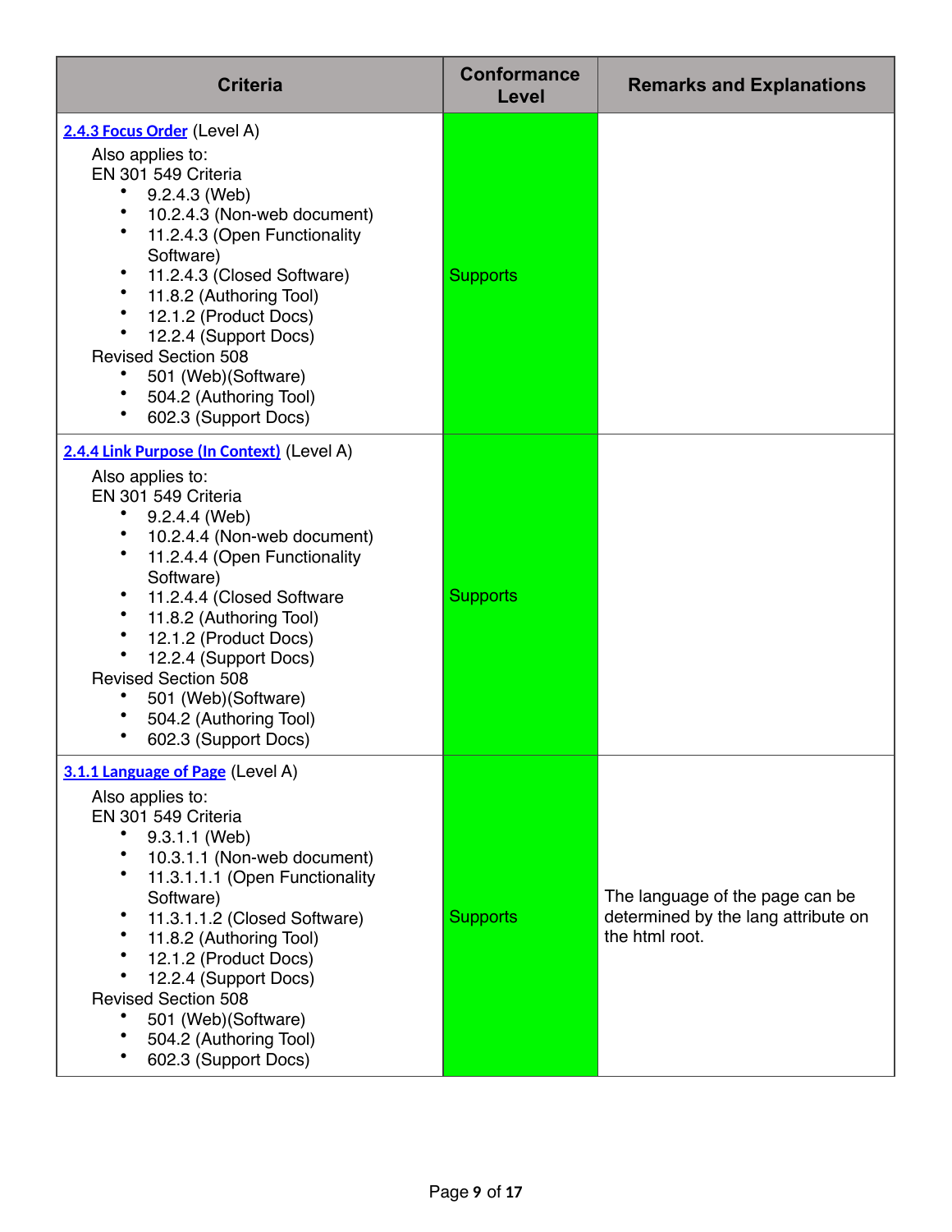| Criteria | Conformance Level | Remarks and Explanations |
| --- | --- | --- |
| **2.4.3 Focus Order** (Level A)<br>Also applies to:<br>EN 301 549 Criteria<br>• 9.2.4.3 (Web)<br>• 10.2.4.3 (Non-web document)<br>• 11.2.4.3 (Open Functionality Software)<br>• 11.2.4.3 (Closed Software)<br>• 11.8.2 (Authoring Tool)<br>• 12.1.2 (Product Docs)<br>• 12.2.4 (Support Docs)<br>Revised Section 508<br>• 501 (Web)(Software)<br>• 504.2 (Authoring Tool)<br>• 602.3 (Support Docs) | Supports | |
| **2.4.4 Link Purpose (In Context)** (Level A)<br>Also applies to:<br>EN 301 549 Criteria<br>• 9.2.4.4 (Web)<br>• 10.2.4.4 (Non-web document)<br>• 11.2.4.4 (Open Functionality Software)<br>• 11.2.4.4 (Closed Software<br>• 11.8.2 (Authoring Tool)<br>• 12.1.2 (Product Docs)<br>• 12.2.4 (Support Docs)<br>Revised Section 508<br>• 501 (Web)(Software)<br>• 504.2 (Authoring Tool)<br>• 602.3 (Support Docs) | Supports | |
| **3.1.1 Language of Page** (Level A)<br>Also applies to:<br>EN 301 549 Criteria<br>• 9.3.1.1 (Web)<br>• 10.3.1.1 (Non-web document)<br>• 11.3.1.1.1 (Open Functionality Software)<br>• 11.3.1.1.2 (Closed Software)<br>• 11.8.2 (Authoring Tool)<br>• 12.1.2 (Product Docs)<br>• 12.2.4 (Support Docs)<br>Revised Section 508<br>• 501 (Web)(Software)<br>• 504.2 (Authoring Tool)<br>• 602.3 (Support Docs) | Supports | The language of the page can be determined by the lang attribute on the html root. |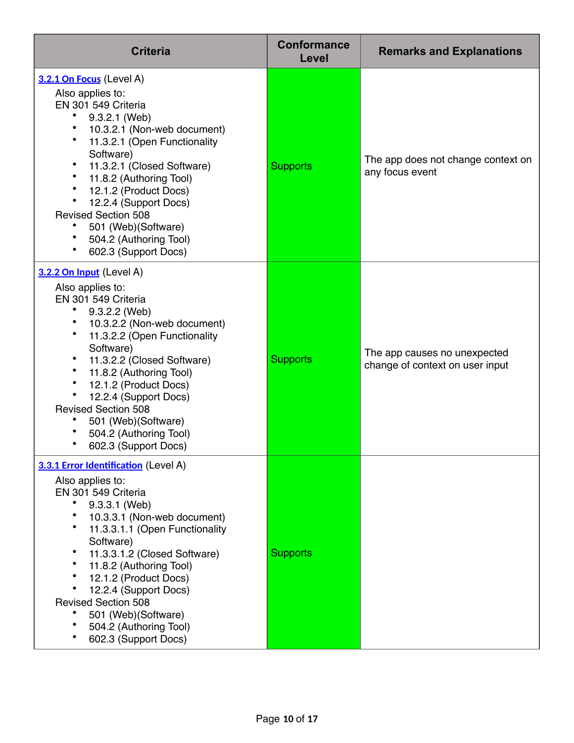| Criteria | Conformance Level | Remarks and Explanations |
|---|---|---|
| **3.2.1 On Focus** (Level A)<br>Also applies to:<br>EN 301 549 Criteria<br>• 9.3.2.1 (Web)<br>• 10.3.2.1 (Non-web document)<br>• 11.3.2.1 (Open Functionality Software)<br>• 11.3.2.1 (Closed Software)<br>• 11.8.2 (Authoring Tool)<br>• 12.1.2 (Product Docs)<br>• 12.2.4 (Support Docs)<br>Revised Section 508<br>• 501 (Web)(Software)<br>• 504.2 (Authoring Tool)<br>• 602.3 (Support Docs) | Supports | The app does not change context on any focus event |
| **3.2.2 On Input** (Level A)<br>Also applies to:<br>EN 301 549 Criteria<br>• 9.3.2.2 (Web)<br>• 10.3.2.2 (Non-web document)<br>• 11.3.2.2 (Open Functionality Software)<br>• 11.3.2.2 (Closed Software)<br>• 11.8.2 (Authoring Tool)<br>• 12.1.2 (Product Docs)<br>• 12.2.4 (Support Docs)<br>Revised Section 508<br>• 501 (Web)(Software)<br>• 504.2 (Authoring Tool)<br>• 602.3 (Support Docs) | Supports | The app causes no unexpected change of context on user input |
| **3.3.1 Error Identification** (Level A)<br>Also applies to:<br>EN 301 549 Criteria<br>• 9.3.3.1 (Web)<br>• 10.3.3.1 (Non-web document)<br>• 11.3.3.1.1 (Open Functionality Software)<br>• 11.3.3.1.2 (Closed Software)<br>• 11.8.2 (Authoring Tool)<br>• 12.1.2 (Product Docs)<br>• 12.2.4 (Support Docs)<br>Revised Section 508<br>• 501 (Web)(Software)<br>• 504.2 (Authoring Tool)<br>• 602.3 (Support Docs) | Supports | |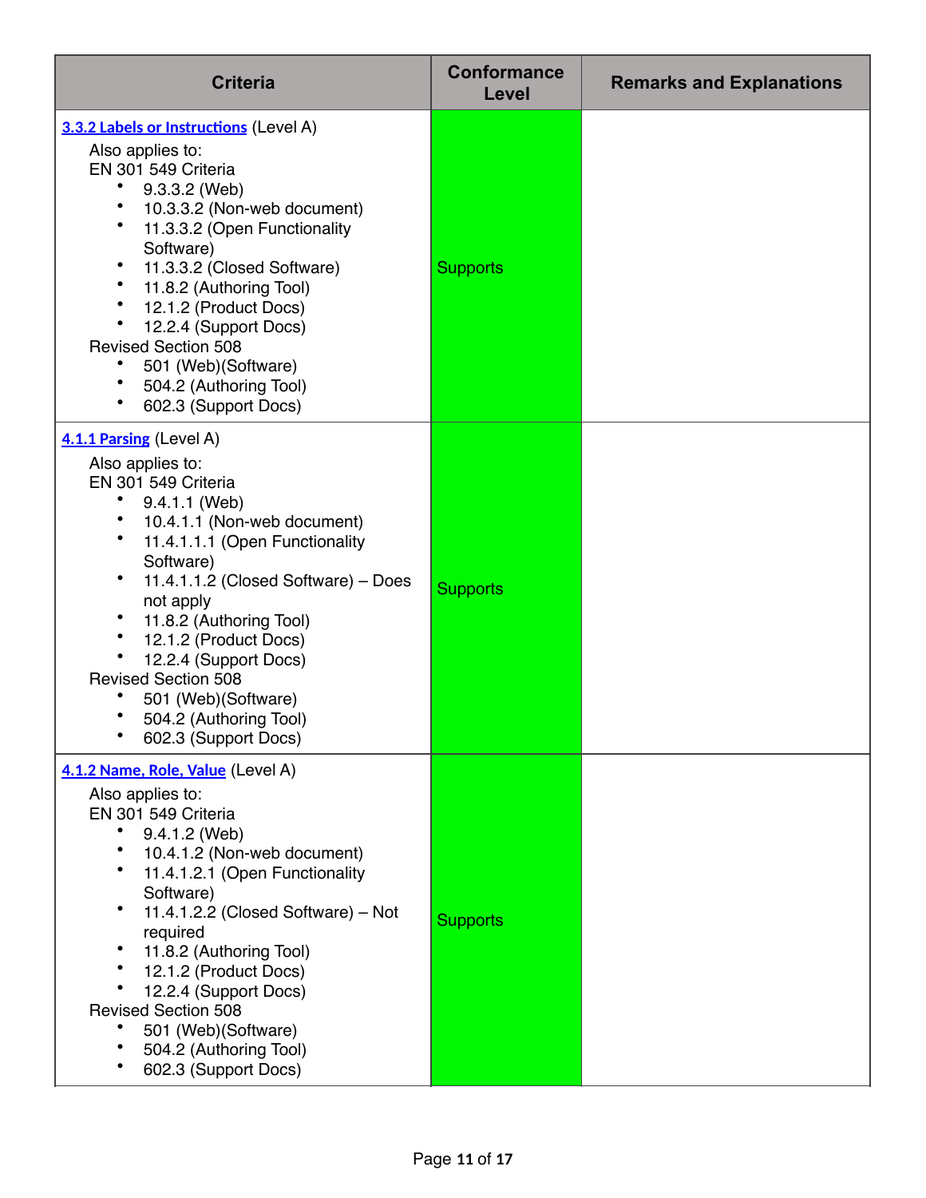| Criteria | Conformance Level | Remarks and Explanations |
| --- | --- | --- |
| **3.3.2 Labels or Instructions** (Level A)<br>Also applies to:<br>EN 301 549 Criteria<br>• 9.3.3.2 (Web)<br>• 10.3.3.2 (Non-web document)<br>• 11.3.3.2 (Open Functionality Software)<br>• 11.3.3.2 (Closed Software)<br>• 11.8.2 (Authoring Tool)<br>• 12.1.2 (Product Docs)<br>• 12.2.4 (Support Docs)<br>Revised Section 508<br>• 501 (Web)(Software)<br>• 504.2 (Authoring Tool)<br>• 602.3 (Support Docs) | Supports | |
| **4.1.1 Parsing** (Level A)<br>Also applies to:<br>EN 301 549 Criteria<br>• 9.4.1.1 (Web)<br>• 10.4.1.1 (Non-web document)<br>• 11.4.1.1.1 (Open Functionality Software)<br>• 11.4.1.1.2 (Closed Software) – Does not apply<br>• 11.8.2 (Authoring Tool)<br>• 12.1.2 (Product Docs)<br>• 12.2.4 (Support Docs)<br>Revised Section 508<br>• 501 (Web)(Software)<br>• 504.2 (Authoring Tool)<br>• 602.3 (Support Docs) | Supports | |
| **4.1.2 Name, Role, Value** (Level A)<br>Also applies to:<br>EN 301 549 Criteria<br>• 9.4.1.2 (Web)<br>• 10.4.1.2 (Non-web document)<br>• 11.4.1.2.1 (Open Functionality Software)<br>• 11.4.1.2.2 (Closed Software) – Not required<br>• 11.8.2 (Authoring Tool)<br>• 12.1.2 (Product Docs)<br>• 12.2.4 (Support Docs)<br>Revised Section 508<br>• 501 (Web)(Software)<br>• 504.2 (Authoring Tool)<br>• 602.3 (Support Docs) | Supports | |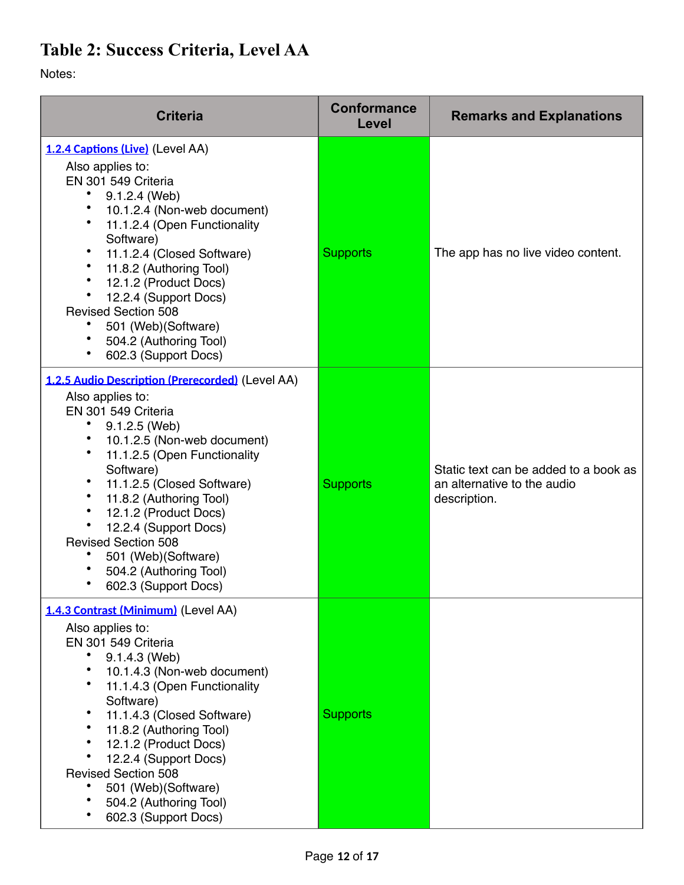# Table 2: Success Criteria, Level AA

Notes:

| Criteria | Conformance Level | Remarks and Explanations |
|---|---|---|
| [1.2.4 Captions (Live)](#) (Level AA)<br>Also applies to:<br>EN 301 549 Criteria<br>• 9.1.2.4 (Web)<br>• 10.1.2.4 (Non-web document)<br>• 11.1.2.4 (Open Functionality Software)<br>• 11.1.2.4 (Closed Software)<br>• 11.8.2 (Authoring Tool)<br>• 12.1.2 (Product Docs)<br>• 12.2.4 (Support Docs)<br>Revised Section 508<br>• 501 (Web)(Software)<br>• 504.2 (Authoring Tool)<br>• 602.3 (Support Docs) | Supports | The app has no live video content. |
| [1.2.5 Audio Description (Prerecorded)](#) (Level AA)<br>Also applies to:<br>EN 301 549 Criteria<br>• 9.1.2.5 (Web)<br>• 10.1.2.5 (Non-web document)<br>• 11.1.2.5 (Open Functionality Software)<br>• 11.1.2.5 (Closed Software)<br>• 11.8.2 (Authoring Tool)<br>• 12.1.2 (Product Docs)<br>• 12.2.4 (Support Docs)<br>Revised Section 508<br>• 501 (Web)(Software)<br>• 504.2 (Authoring Tool)<br>• 602.3 (Support Docs) | Supports | Static text can be added to a book as an alternative to the audio description. |
| [1.4.3 Contrast (Minimum)](#) (Level AA)<br>Also applies to:<br>EN 301 549 Criteria<br>• 9.1.4.3 (Web)<br>• 10.1.4.3 (Non-web document)<br>• 11.1.4.3 (Open Functionality Software)<br>• 11.1.4.3 (Closed Software)<br>• 11.8.2 (Authoring Tool)<br>• 12.1.2 (Product Docs)<br>• 12.2.4 (Support Docs)<br>Revised Section 508<br>• 501 (Web)(Software)<br>• 504.2 (Authoring Tool)<br>• 602.3 (Support Docs) | Supports | |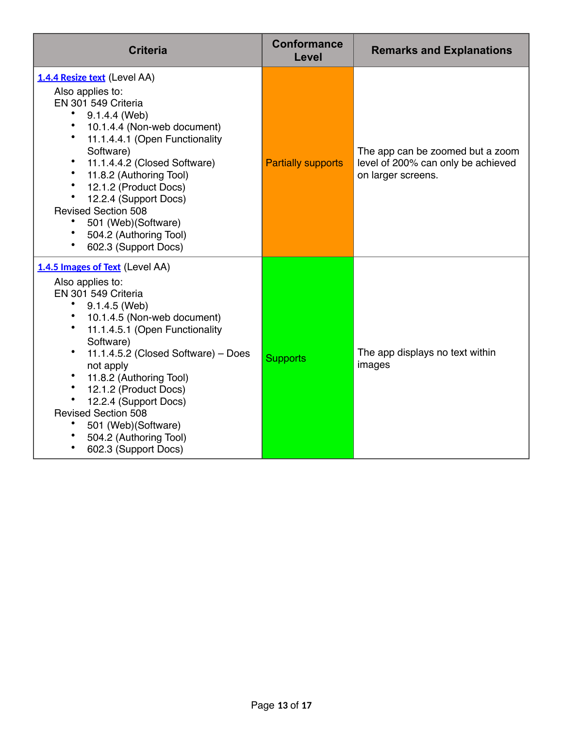| Criteria | Conformance Level | Remarks and Explanations |
| --- | --- | --- |
| **1.4.4 Resize text** (Level AA)<br>Also applies to:<br>EN 301 549 Criteria<br>• 9.1.4.4 (Web)<br>• 10.1.4.4 (Non-web document)<br>• 11.1.4.4.1 (Open Functionality Software)<br>• 11.1.4.4.2 (Closed Software)<br>• 11.8.2 (Authoring Tool)<br>• 12.1.2 (Product Docs)<br>• 12.2.4 (Support Docs)<br>Revised Section 508<br>• 501 (Web)(Software)<br>• 504.2 (Authoring Tool)<br>• 602.3 (Support Docs) | Partially supports | The app can be zoomed but a zoom level of 200% can only be achieved on larger screens. |
| **1.4.5 Images of Text** (Level AA)<br>Also applies to:<br>EN 301 549 Criteria<br>• 9.1.4.5 (Web)<br>• 10.1.4.5 (Non-web document)<br>• 11.1.4.5.1 (Open Functionality Software)<br>• 11.1.4.5.2 (Closed Software) – Does not apply<br>• 11.8.2 (Authoring Tool)<br>• 12.1.2 (Product Docs)<br>• 12.2.4 (Support Docs)<br>Revised Section 508<br>• 501 (Web)(Software)<br>• 504.2 (Authoring Tool)<br>• 602.3 (Support Docs) | Supports | The app displays no text within images |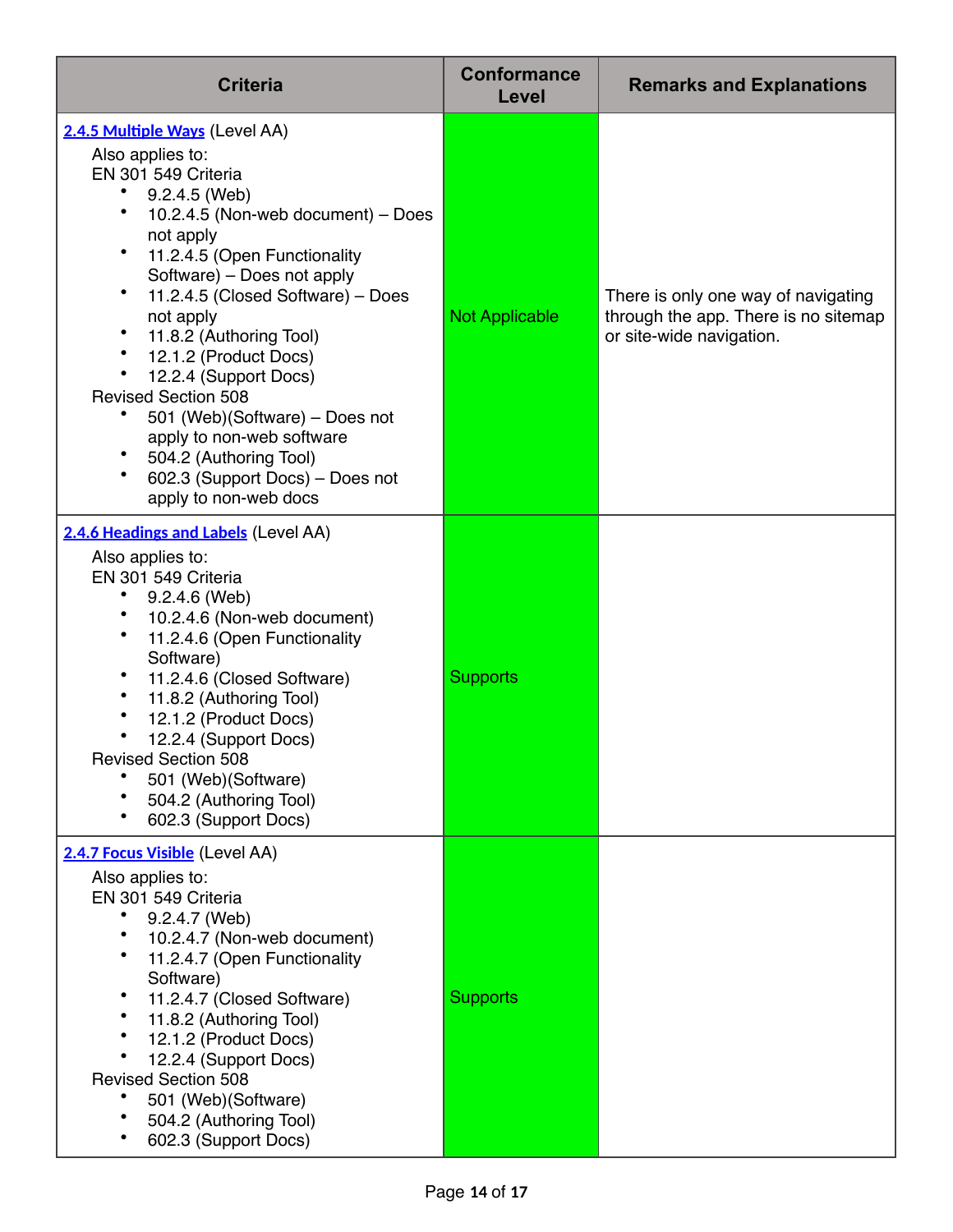| Criteria | Conformance Level | Remarks and Explanations |
| --- | --- | --- |
| [2.4.5 Multiple Ways](#) (Level AA)<br>Also applies to:<br>EN 301 549 Criteria<br>• 9.2.4.5 (Web)<br>• 10.2.4.5 (Non-web document) – Does not apply<br>• 11.2.4.5 (Open Functionality Software) – Does not apply<br>• 11.2.4.5 (Closed Software) – Does not apply<br>• 11.8.2 (Authoring Tool)<br>• 12.1.2 (Product Docs)<br>• 12.2.4 (Support Docs)<br>Revised Section 508<br>• 501 (Web)(Software) – Does not apply to non-web software<br>• 504.2 (Authoring Tool)<br>• 602.3 (Support Docs) – Does not apply to non-web docs | Not Applicable | There is only one way of navigating through the app. There is no sitemap or site-wide navigation. |
| [2.4.6 Headings and Labels](#) (Level AA)<br>Also applies to:<br>EN 301 549 Criteria<br>• 9.2.4.6 (Web)<br>• 10.2.4.6 (Non-web document)<br>• 11.2.4.6 (Open Functionality Software)<br>• 11.2.4.6 (Closed Software)<br>• 11.8.2 (Authoring Tool)<br>• 12.1.2 (Product Docs)<br>• 12.2.4 (Support Docs)<br>Revised Section 508<br>• 501 (Web)(Software)<br>• 504.2 (Authoring Tool)<br>• 602.3 (Support Docs) | Supports | |
| [2.4.7 Focus Visible](#) (Level AA)<br>Also applies to:<br>EN 301 549 Criteria<br>• 9.2.4.7 (Web)<br>• 10.2.4.7 (Non-web document)<br>• 11.2.4.7 (Open Functionality Software)<br>• 11.2.4.7 (Closed Software)<br>• 11.8.2 (Authoring Tool)<br>• 12.1.2 (Product Docs)<br>• 12.2.4 (Support Docs)<br>Revised Section 508<br>• 501 (Web)(Software)<br>• 504.2 (Authoring Tool)<br>• 602.3 (Support Docs) | Supports | |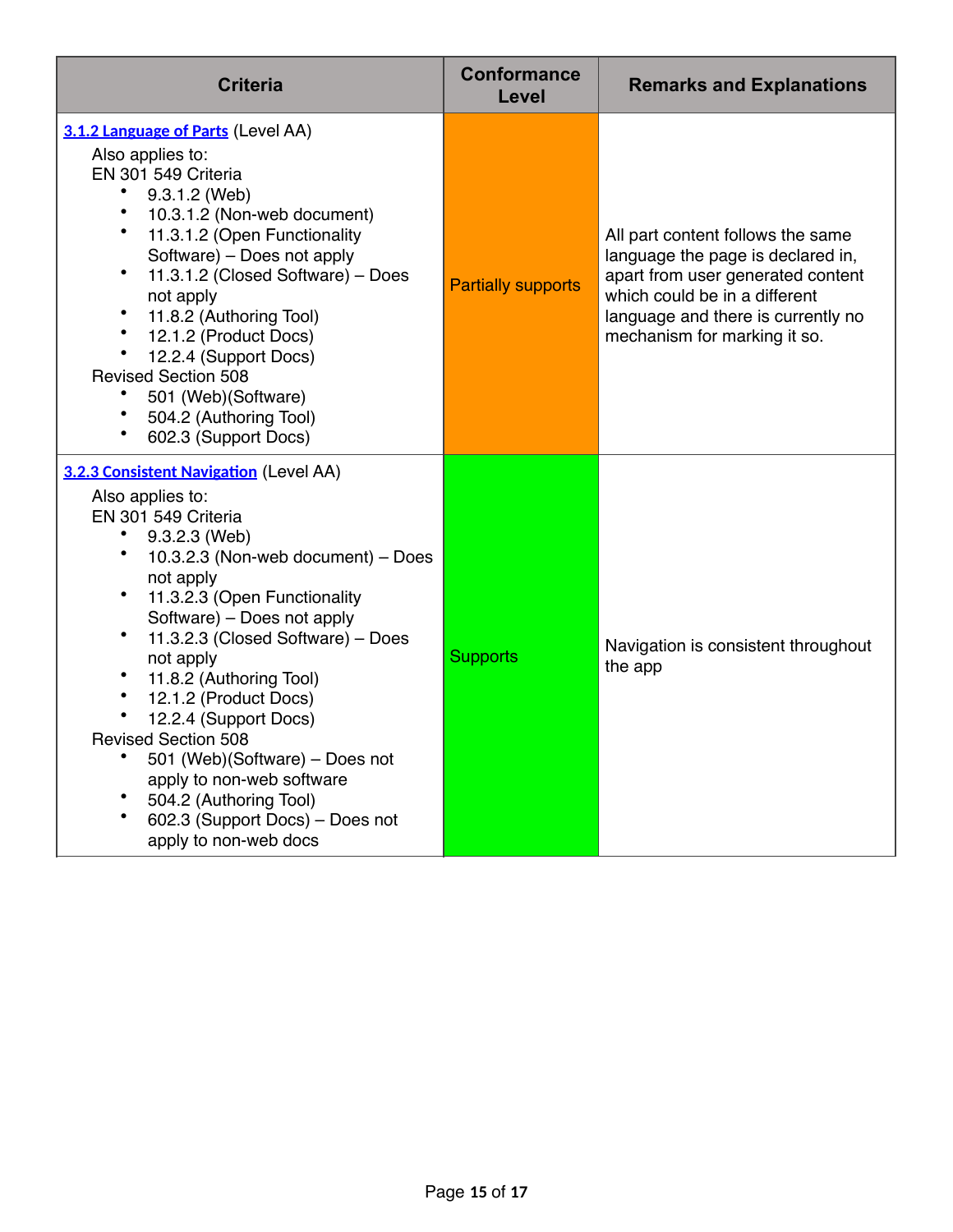| Criteria | Conformance Level | Remarks and Explanations |
| --- | --- | --- |
| [3.1.2 Language of Parts](#) (Level AA)<br>Also applies to:<br>EN 301 549 Criteria<br>• 9.3.1.2 (Web)<br>• 10.3.1.2 (Non-web document)<br>• 11.3.1.2 (Open Functionality Software) – Does not apply<br>• 11.3.1.2 (Closed Software) – Does not apply<br>• 11.8.2 (Authoring Tool)<br>• 12.1.2 (Product Docs)<br>• 12.2.4 (Support Docs)<br>Revised Section 508<br>• 501 (Web)(Software)<br>• 504.2 (Authoring Tool)<br>• 602.3 (Support Docs) | Partially supports | All part content follows the same language the page is declared in, apart from user generated content which could be in a different language and there is currently no mechanism for marking it so. |
| [3.2.3 Consistent Navigation](#) (Level AA)<br>Also applies to:<br>EN 301 549 Criteria<br>• 9.3.2.3 (Web)<br>• 10.3.2.3 (Non-web document) – Does not apply<br>• 11.3.2.3 (Open Functionality Software) – Does not apply<br>• 11.3.2.3 (Closed Software) – Does not apply<br>• 11.8.2 (Authoring Tool)<br>• 12.1.2 (Product Docs)<br>• 12.2.4 (Support Docs)<br>Revised Section 508<br>• 501 (Web)(Software) – Does not apply to non-web software<br>• 504.2 (Authoring Tool)<br>• 602.3 (Support Docs) – Does not apply to non-web docs | Supports | Navigation is consistent throughout the app |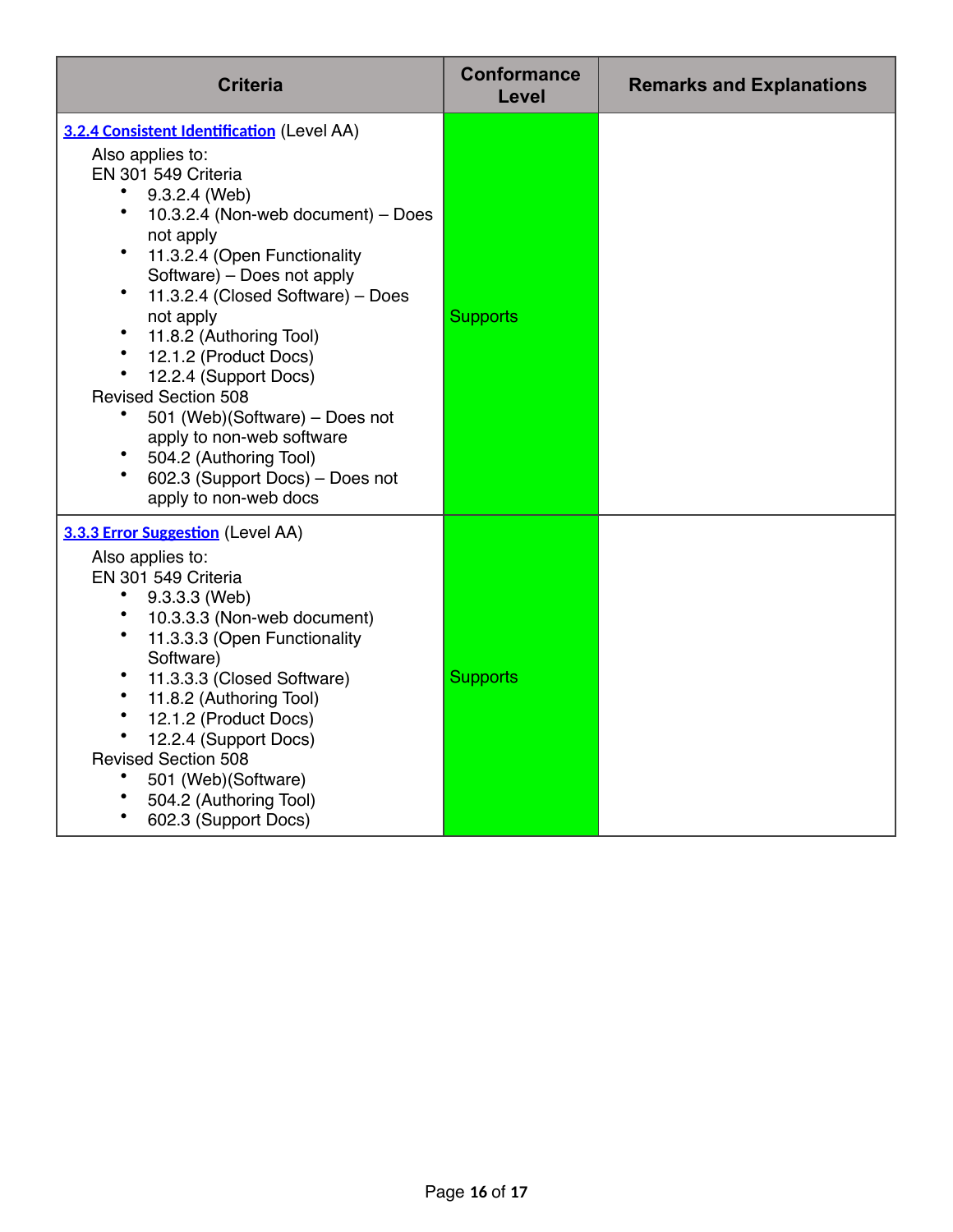| Criteria | Conformance Level | Remarks and Explanations |
|---|---|---|
| **3.2.4 Consistent Identification** (Level AA)<br>Also applies to:<br>EN 301 549 Criteria<br>• 9.3.2.4 (Web)<br>• 10.3.2.4 (Non-web document) – Does not apply<br>• 11.3.2.4 (Open Functionality Software) – Does not apply<br>• 11.3.2.4 (Closed Software) – Does not apply<br>• 11.8.2 (Authoring Tool)<br>• 12.1.2 (Product Docs)<br>• 12.2.4 (Support Docs)<br>Revised Section 508<br>• 501 (Web)(Software) – Does not apply to non-web software<br>• 504.2 (Authoring Tool)<br>• 602.3 (Support Docs) – Does not apply to non-web docs | Supports | |
| **3.3.3 Error Suggestion** (Level AA)<br>Also applies to:<br>EN 301 549 Criteria<br>• 9.3.3.3 (Web)<br>• 10.3.3.3 (Non-web document)<br>• 11.3.3.3 (Open Functionality Software)<br>• 11.3.3.3 (Closed Software)<br>• 11.8.2 (Authoring Tool)<br>• 12.1.2 (Product Docs)<br>• 12.2.4 (Support Docs)<br>Revised Section 508<br>• 501 (Web)(Software)<br>• 504.2 (Authoring Tool)<br>• 602.3 (Support Docs) | Supports | |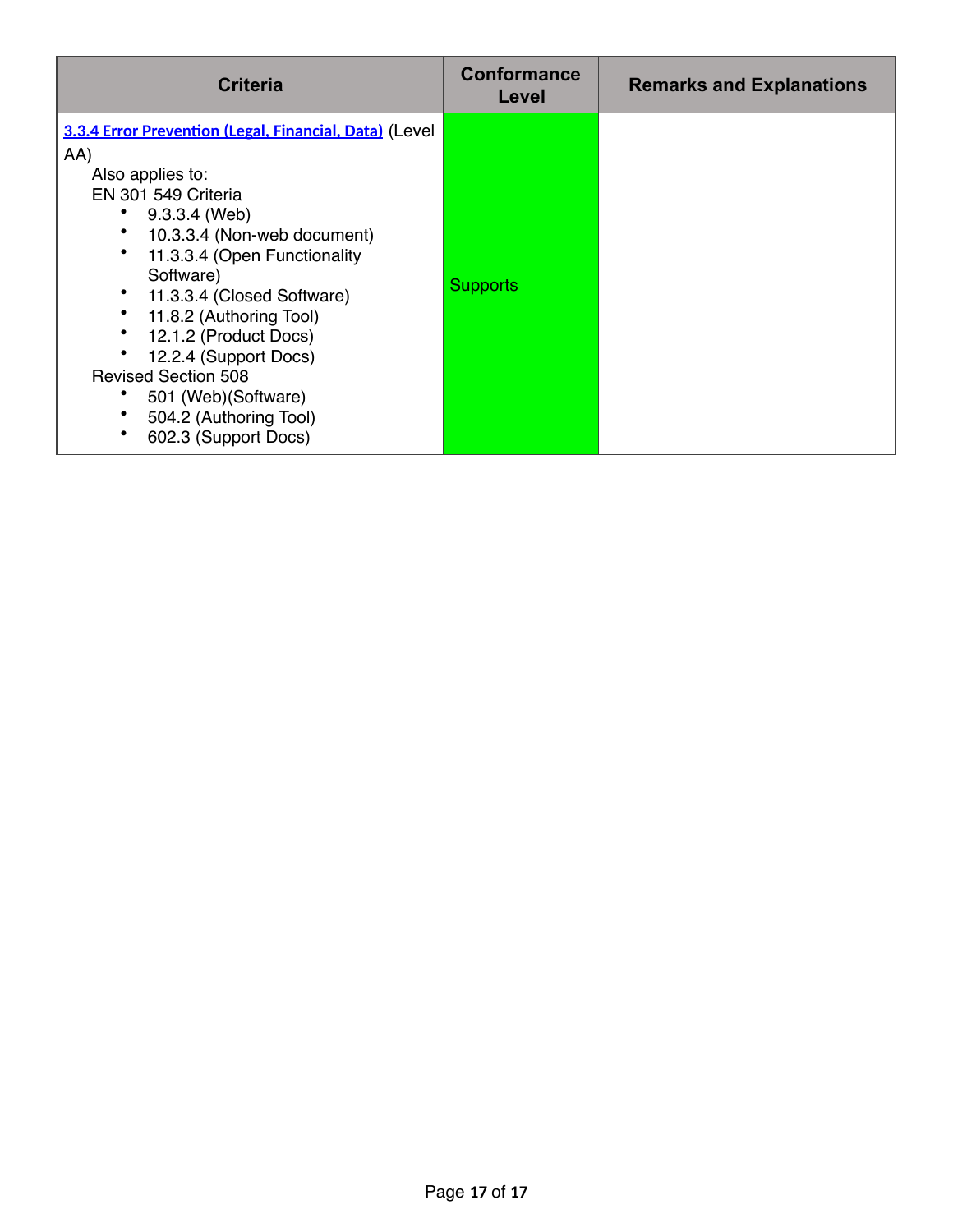| Criteria | Conformance Level | Remarks and Explanations |
|---|---|---|
| [3.3.4 Error Prevention (Legal, Financial, Data)]() (Level AA)<br>Also applies to:<br>EN 301 549 Criteria<br>• 9.3.3.4 (Web)<br>• 10.3.3.4 (Non-web document)<br>• 11.3.3.4 (Open Functionality Software)<br>• 11.3.3.4 (Closed Software)<br>• 11.8.2 (Authoring Tool)<br>• 12.1.2 (Product Docs)<br>• 12.2.4 (Support Docs)<br>Revised Section 508<br>• 501 (Web)(Software)<br>• 504.2 (Authoring Tool)<br>• 602.3 (Support Docs) | Supports | |